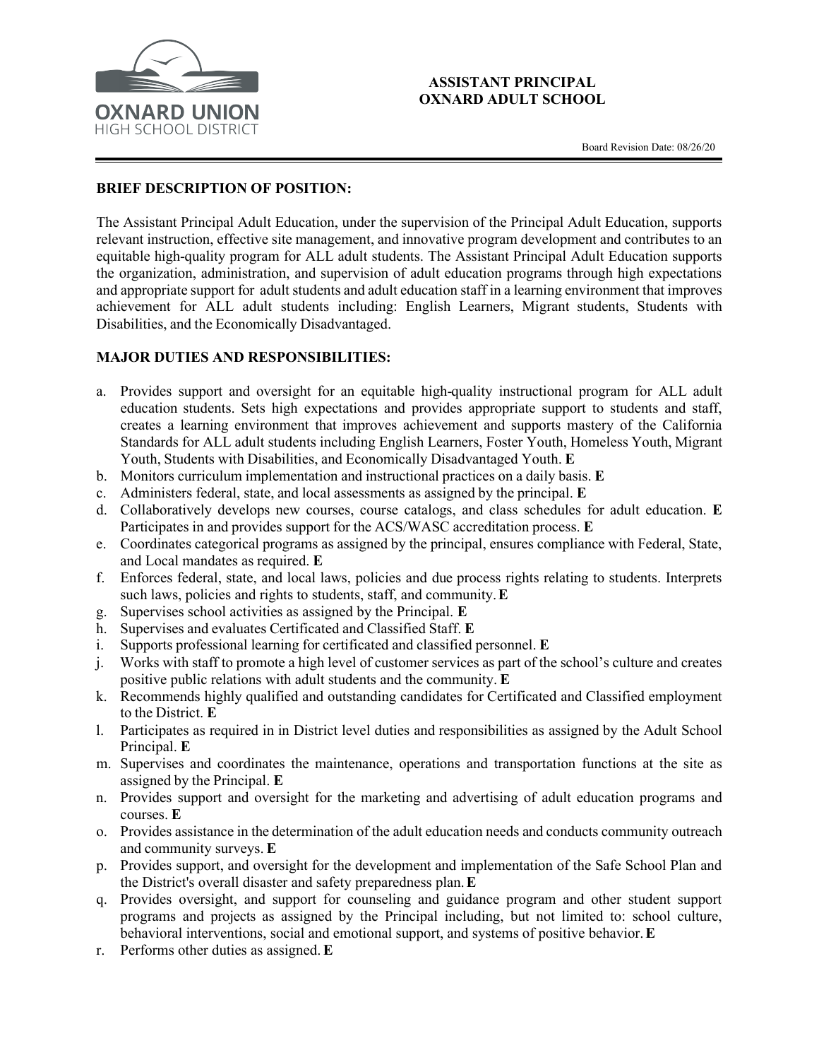OXNARD UNION
HIGH SCHOOL DISTRICT

# ASSISTANT PRINCIPAL
# OXNARD ADULT SCHOOL

Board Revision Date: 08/26/20

## BRIEF DESCRIPTION OF POSITION:

The Assistant Principal Adult Education, under the supervision of the Principal Adult Education, supports relevant instruction, effective site management, and innovative program development and contributes to an equitable high-quality program for ALL adult students. The Assistant Principal Adult Education supports the organization, administration, and supervision of adult education programs through high expectations and appropriate support for adult students and adult education staff in a learning environment that improves achievement for ALL adult students including: English Learners, Migrant students, Students with Disabilities, and the Economically Disadvantaged.

## MAJOR DUTIES AND RESPONSIBILITIES:

a. Provides support and oversight for an equitable high-quality instructional program for ALL adult education students. Sets high expectations and provides appropriate support to students and staff, creates a learning environment that improves achievement and supports mastery of the California Standards for ALL adult students including English Learners, Foster Youth, Homeless Youth, Migrant Youth, Students with Disabilities, and Economically Disadvantaged Youth. **E**
b. Monitors curriculum implementation and instructional practices on a daily basis. **E**
c. Administers federal, state, and local assessments as assigned by the principal. **E**
d. Collaboratively develops new courses, course catalogs, and class schedules for adult education. **E** Participates in and provides support for the ACS/WASC accreditation process. **E**
e. Coordinates categorical programs as assigned by the principal, ensures compliance with Federal, State, and Local mandates as required. **E**
f. Enforces federal, state, and local laws, policies and due process rights relating to students. Interprets such laws, policies and rights to students, staff, and community. **E**
g. Supervises school activities as assigned by the Principal. **E**
h. Supervises and evaluates Certificated and Classified Staff. **E**
i. Supports professional learning for certificated and classified personnel. **E**
j. Works with staff to promote a high level of customer services as part of the school's culture and creates positive public relations with adult students and the community. **E**
k. Recommends highly qualified and outstanding candidates for Certificated and Classified employment to the District. **E**
l. Participates as required in in District level duties and responsibilities as assigned by the Adult School Principal. **E**
m. Supervises and coordinates the maintenance, operations and transportation functions at the site as assigned by the Principal. **E**
n. Provides support and oversight for the marketing and advertising of adult education programs and courses. **E**
o. Provides assistance in the determination of the adult education needs and conducts community outreach and community surveys. **E**
p. Provides support, and oversight for the development and implementation of the Safe School Plan and the District's overall disaster and safety preparedness plan. **E**
q. Provides oversight, and support for counseling and guidance program and other student support programs and projects as assigned by the Principal including, but not limited to: school culture, behavioral interventions, social and emotional support, and systems of positive behavior. **E**
r. Performs other duties as assigned. **E**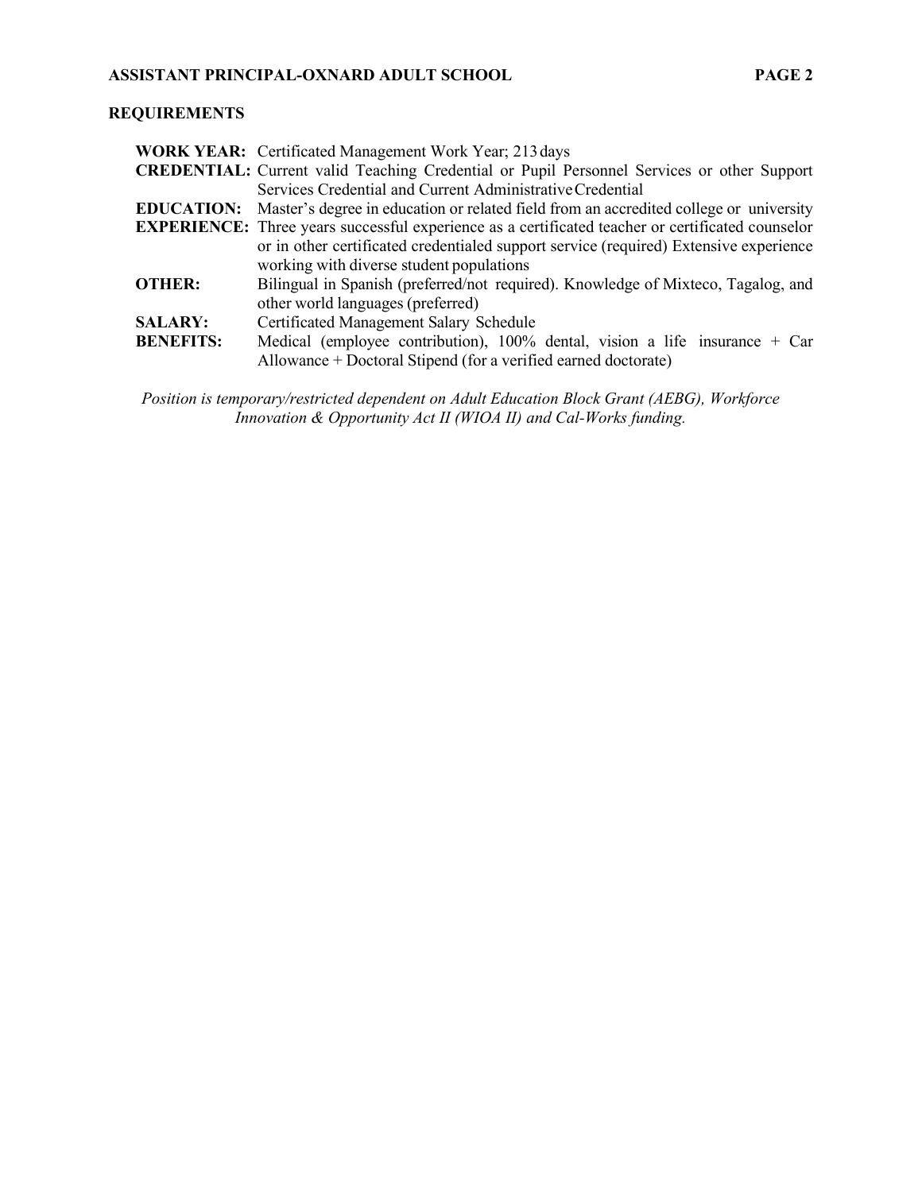## REQUIREMENTS

| | |
|---|---|
| **WORK YEAR:** | Certificated Management Work Year; 213 days |
| **CREDENTIAL:** | Current valid Teaching Credential or Pupil Personnel Services or other Support Services Credential and Current Administrative Credential |
| **EDUCATION:** | Master's degree in education or related field from an accredited college or university |
| **EXPERIENCE:** | Three years successful experience as a certificated teacher or certificated counselor or in other certificated credentialed support service (required) Extensive experience working with diverse student populations |
| **OTHER:** | Bilingual in Spanish (preferred/not required). Knowledge of Mixteco, Tagalog, and other world languages (preferred) |
| **SALARY:** | Certificated Management Salary Schedule |
| **BENEFITS:** | Medical (employee contribution), 100% dental, vision a life insurance + Car Allowance + Doctoral Stipend (for a verified earned doctorate) |

*Position is temporary/restricted dependent on Adult Education Block Grant (AEBG), Workforce Innovation & Opportunity Act II (WIOA II) and Cal-Works funding.*